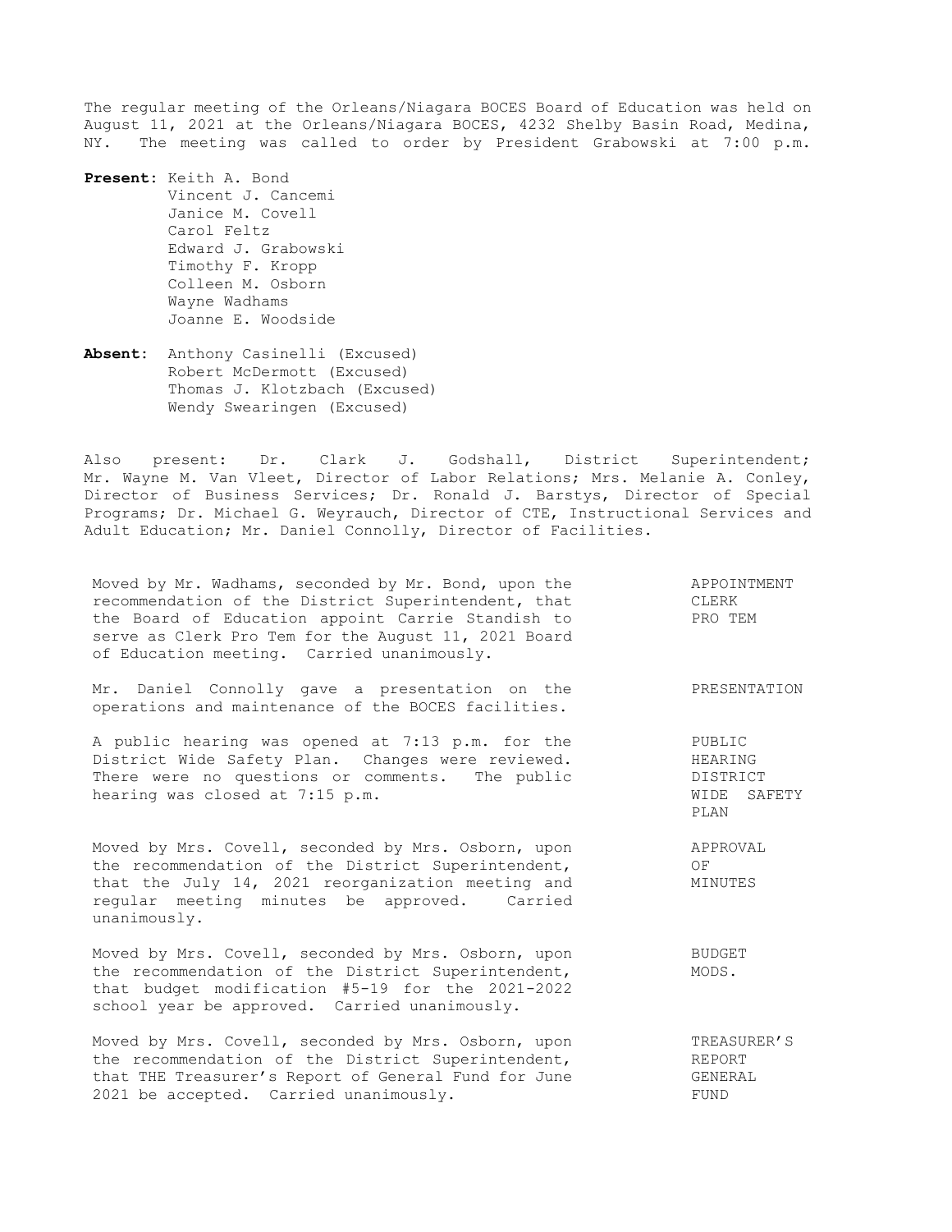The regular meeting of the Orleans/Niagara BOCES Board of Education was held on August 11, 2021 at the Orleans/Niagara BOCES, 4232 Shelby Basin Road, Medina, NY. The meeting was called to order by President Grabowski at 7:00 p.m.

**Present**: Keith A. Bond
Vincent J. Cancemi
Janice M. Covell
Carol Feltz
Edward J. Grabowski
Timothy F. Kropp
Colleen M. Osborn
Wayne Wadhams
Joanne E. Woodside

**Absent**: Anthony Casinelli (Excused)
Robert McDermott (Excused)
Thomas J. Klotzbach (Excused)
Wendy Swearingen (Excused)

Also present: Dr. Clark J. Godshall, District Superintendent; Mr. Wayne M. Van Vleet, Director of Labor Relations; Mrs. Melanie A. Conley, Director of Business Services; Dr. Ronald J. Barstys, Director of Special Programs; Dr. Michael G. Weyrauch, Director of CTE, Instructional Services and Adult Education; Mr. Daniel Connolly, Director of Facilities.

APPOINTMENT CLERK PRO TEM

Moved by Mr. Wadhams, seconded by Mr. Bond, upon the recommendation of the District Superintendent, that the Board of Education appoint Carrie Standish to serve as Clerk Pro Tem for the August 11, 2021 Board of Education meeting. Carried unanimously.

PRESENTATION

Mr. Daniel Connolly gave a presentation on the operations and maintenance of the BOCES facilities.

PUBLIC HEARING DISTRICT WIDE SAFETY PLAN

A public hearing was opened at 7:13 p.m. for the District Wide Safety Plan. Changes were reviewed. There were no questions or comments. The public hearing was closed at 7:15 p.m.

APPROVAL OF MINUTES

Moved by Mrs. Covell, seconded by Mrs. Osborn, upon the recommendation of the District Superintendent, that the July 14, 2021 reorganization meeting and regular meeting minutes be approved. Carried unanimously.

BUDGET MODS.

Moved by Mrs. Covell, seconded by Mrs. Osborn, upon the recommendation of the District Superintendent, that budget modification #5-19 for the 2021-2022 school year be approved. Carried unanimously.

TREASURER'S REPORT GENERAL FUND

Moved by Mrs. Covell, seconded by Mrs. Osborn, upon the recommendation of the District Superintendent, that THE Treasurer's Report of General Fund for June 2021 be accepted. Carried unanimously.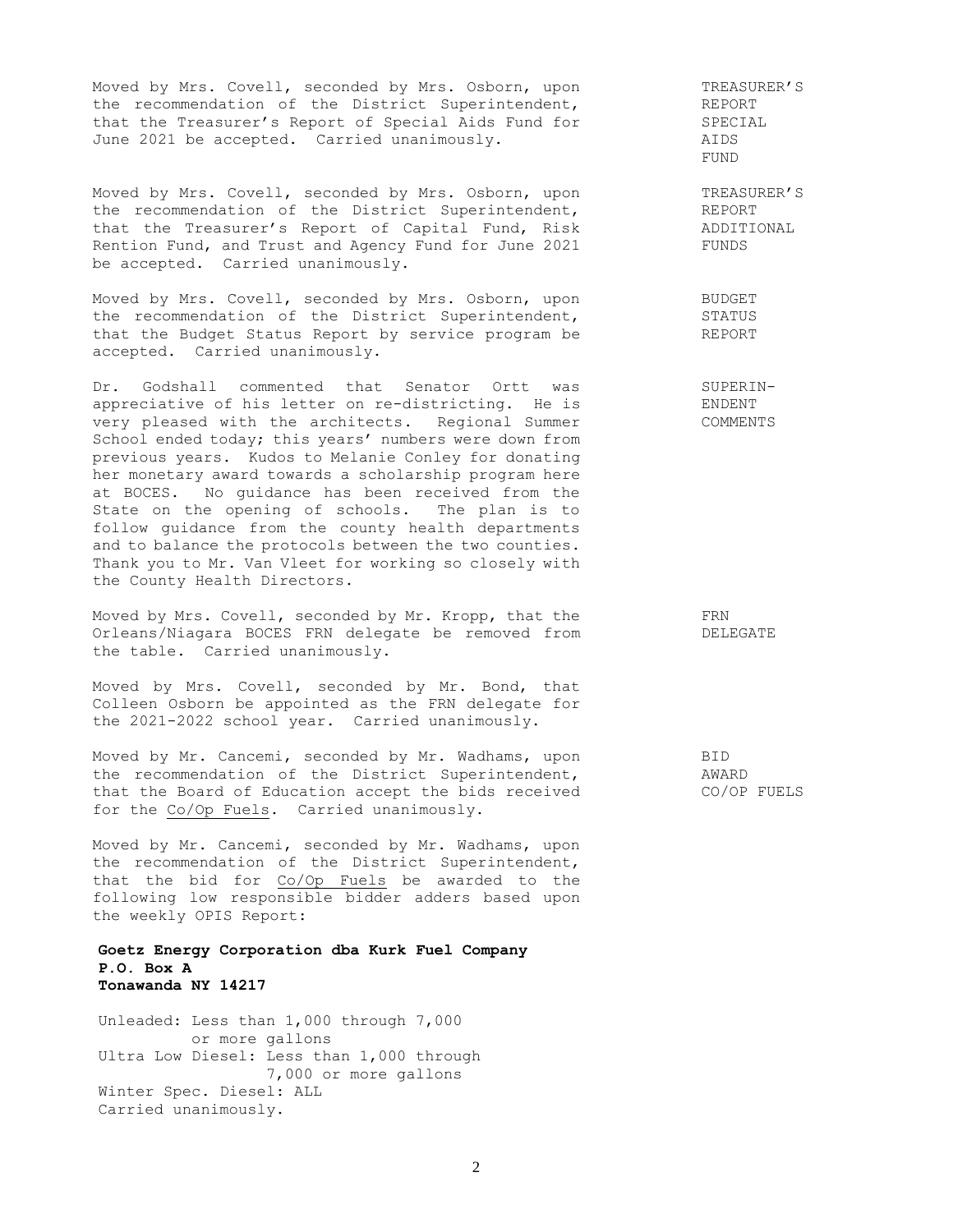**TREASURER'S REPORT SPECIAL AIDS FUND**

Moved by Mrs. Covell, seconded by Mrs. Osborn, upon the recommendation of the District Superintendent, that the Treasurer's Report of Special Aids Fund for June 2021 be accepted. Carried unanimously.

**TREASURER'S REPORT ADDITIONAL FUNDS**

Moved by Mrs. Covell, seconded by Mrs. Osborn, upon the recommendation of the District Superintendent, that the Treasurer's Report of Capital Fund, Risk Rention Fund, and Trust and Agency Fund for June 2021 be accepted. Carried unanimously.

**BUDGET STATUS REPORT**

Moved by Mrs. Covell, seconded by Mrs. Osborn, upon the recommendation of the District Superintendent, that the Budget Status Report by service program be accepted. Carried unanimously.

**SUPERINENDENT COMMENTS**

Dr. Godshall commented that Senator Ortt was appreciative of his letter on re-districting. He is very pleased with the architects. Regional Summer School ended today; this years' numbers were down from previous years. Kudos to Melanie Conley for donating her monetary award towards a scholarship program here at BOCES. No guidance has been received from the State on the opening of schools. The plan is to follow guidance from the county health departments and to balance the protocols between the two counties. Thank you to Mr. Van Vleet for working so closely with the County Health Directors.

**FRN DELEGATE**

Moved by Mrs. Covell, seconded by Mr. Kropp, that the Orleans/Niagara BOCES FRN delegate be removed from the table. Carried unanimously.

Moved by Mrs. Covell, seconded by Mr. Bond, that Colleen Osborn be appointed as the FRN delegate for the 2021-2022 school year. Carried unanimously.

**BID AWARD CO/OP FUELS**

Moved by Mr. Cancemi, seconded by Mr. Wadhams, upon the recommendation of the District Superintendent, that the Board of Education accept the bids received for the Co/Op Fuels. Carried unanimously.

Moved by Mr. Cancemi, seconded by Mr. Wadhams, upon the recommendation of the District Superintendent, that the bid for Co/Op Fuels be awarded to the following low responsible bidder adders based upon the weekly OPIS Report:

**Goetz Energy Corporation dba Kurk Fuel Company**
**P.O. Box A**
**Tonawanda NY 14217**

Unleaded: Less than 1,000 through 7,000 or more gallons
Ultra Low Diesel: Less than 1,000 through 7,000 or more gallons
Winter Spec. Diesel: ALL
Carried unanimously.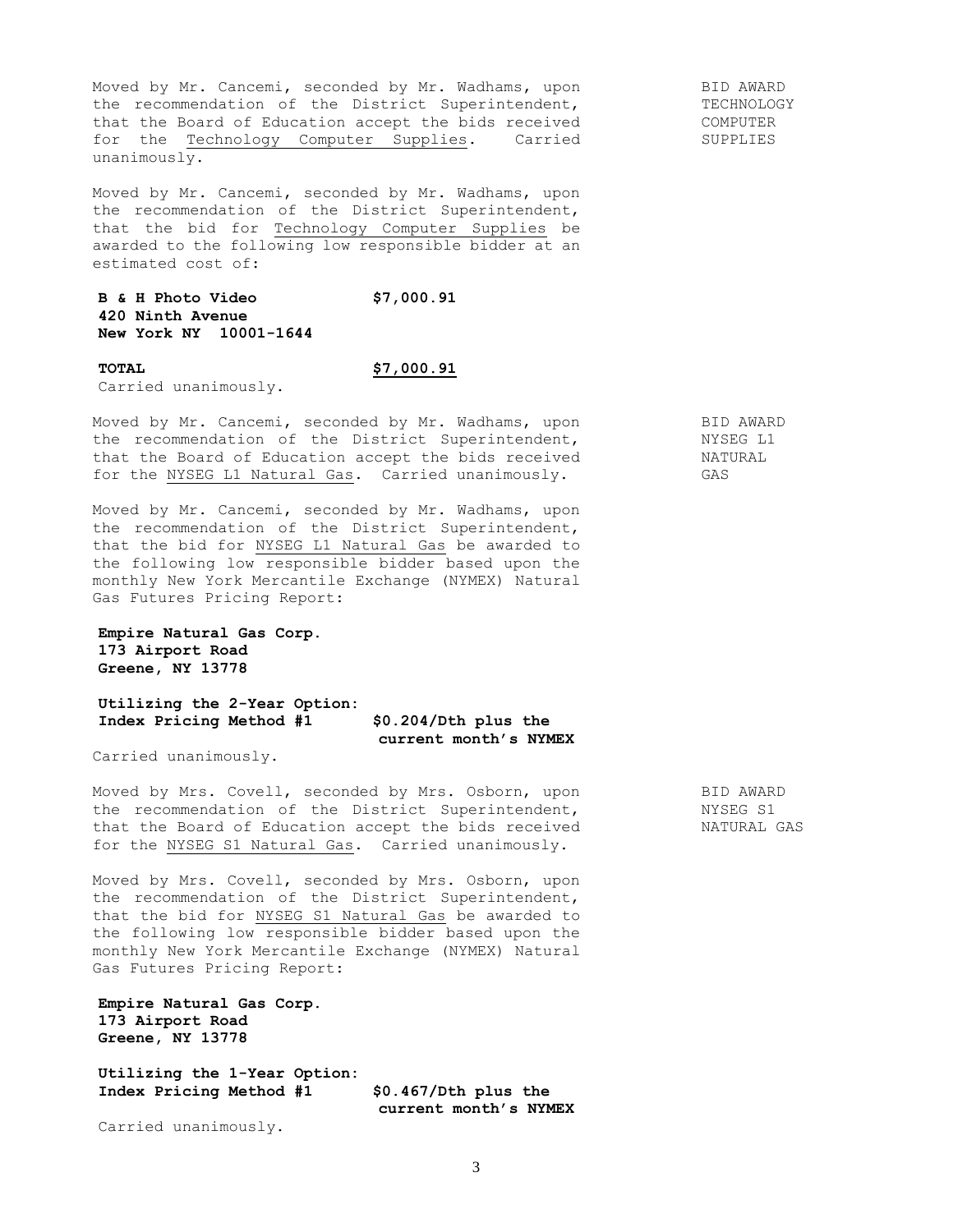BID AWARD TECHNOLOGY COMPUTER SUPPLIES

Moved by Mr. Cancemi, seconded by Mr. Wadhams, upon the recommendation of the District Superintendent, that the Board of Education accept the bids received for the Technology Computer Supplies. Carried unanimously.

Moved by Mr. Cancemi, seconded by Mr. Wadhams, upon the recommendation of the District Superintendent, that the bid for Technology Computer Supplies be awarded to the following low responsible bidder at an estimated cost of:

| | |
|---|---|
| **B & H Photo Video**<br>**420 Ninth Avenue**<br>**New York NY 10001-1644** | **$7,000.91** |
| **TOTAL** | **$7,000.91** |

Carried unanimously.

BID AWARD NYSEG L1 NATURAL GAS

Moved by Mr. Cancemi, seconded by Mr. Wadhams, upon the recommendation of the District Superintendent, that the Board of Education accept the bids received for the NYSEG L1 Natural Gas. Carried unanimously.

Moved by Mr. Cancemi, seconded by Mr. Wadhams, upon the recommendation of the District Superintendent, that the bid for NYSEG L1 Natural Gas be awarded to the following low responsible bidder based upon the monthly New York Mercantile Exchange (NYMEX) Natural Gas Futures Pricing Report:

**Empire Natural Gas Corp.**
**173 Airport Road**
**Greene, NY 13778**

**Utilizing the 2-Year Option:**
**Index Pricing Method #1** — **$0.204/Dth plus the current month's NYMEX**

Carried unanimously.

BID AWARD NYSEG S1 NATURAL GAS

Moved by Mrs. Covell, seconded by Mrs. Osborn, upon the recommendation of the District Superintendent, that the Board of Education accept the bids received for the NYSEG S1 Natural Gas. Carried unanimously.

Moved by Mrs. Covell, seconded by Mrs. Osborn, upon the recommendation of the District Superintendent, that the bid for NYSEG S1 Natural Gas be awarded to the following low responsible bidder based upon the monthly New York Mercantile Exchange (NYMEX) Natural Gas Futures Pricing Report:

**Empire Natural Gas Corp.**
**173 Airport Road**
**Greene, NY 13778**

**Utilizing the 1-Year Option:**
**Index Pricing Method #1** — **$0.467/Dth plus the current month's NYMEX**

Carried unanimously.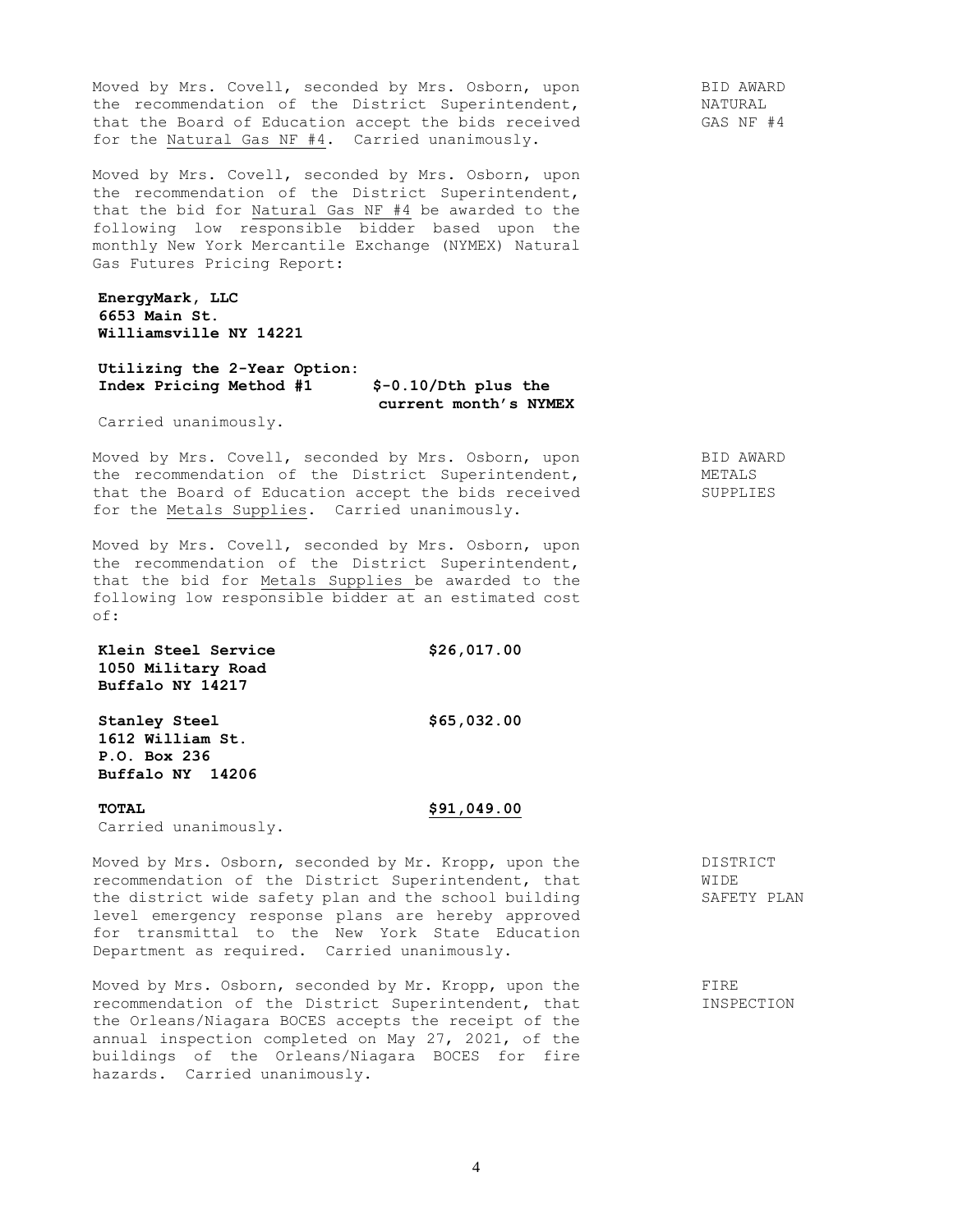Moved by Mrs. Covell, seconded by Mrs. Osborn, upon the recommendation of the District Superintendent, that the Board of Education accept the bids received for the Natural Gas NF #4. Carried unanimously.

BID AWARD NATURAL GAS NF #4

Moved by Mrs. Covell, seconded by Mrs. Osborn, upon the recommendation of the District Superintendent, that the bid for Natural Gas NF #4 be awarded to the following low responsible bidder based upon the monthly New York Mercantile Exchange (NYMEX) Natural Gas Futures Pricing Report:

**EnergyMark, LLC**
**6653 Main St.**
**Williamsville NY 14221**

**Utilizing the 2-Year Option:**
**Index Pricing Method #1** **$-0.10/Dth plus the current month's NYMEX**

Carried unanimously.

Moved by Mrs. Covell, seconded by Mrs. Osborn, upon the recommendation of the District Superintendent, that the Board of Education accept the bids received for the Metals Supplies. Carried unanimously.

BID AWARD METALS SUPPLIES

Moved by Mrs. Covell, seconded by Mrs. Osborn, upon the recommendation of the District Superintendent, that the bid for Metals Supplies be awarded to the following low responsible bidder at an estimated cost of:

| | |
|---|---|
| **Klein Steel Service**<br>**1050 Military Road**<br>**Buffalo NY 14217** | **$26,017.00** |
| **Stanley Steel**<br>**1612 William St.**<br>**P.O. Box 236**<br>**Buffalo NY 14206** | **$65,032.00** |
| **TOTAL** | **$91,049.00** |

Carried unanimously.

Moved by Mrs. Osborn, seconded by Mr. Kropp, upon the recommendation of the District Superintendent, that the district wide safety plan and the school building level emergency response plans are hereby approved for transmittal to the New York State Education Department as required. Carried unanimously.

DISTRICT WIDE SAFETY PLAN

Moved by Mrs. Osborn, seconded by Mr. Kropp, upon the recommendation of the District Superintendent, that the Orleans/Niagara BOCES accepts the receipt of the annual inspection completed on May 27, 2021, of the buildings of the Orleans/Niagara BOCES for fire hazards. Carried unanimously.

FIRE INSPECTION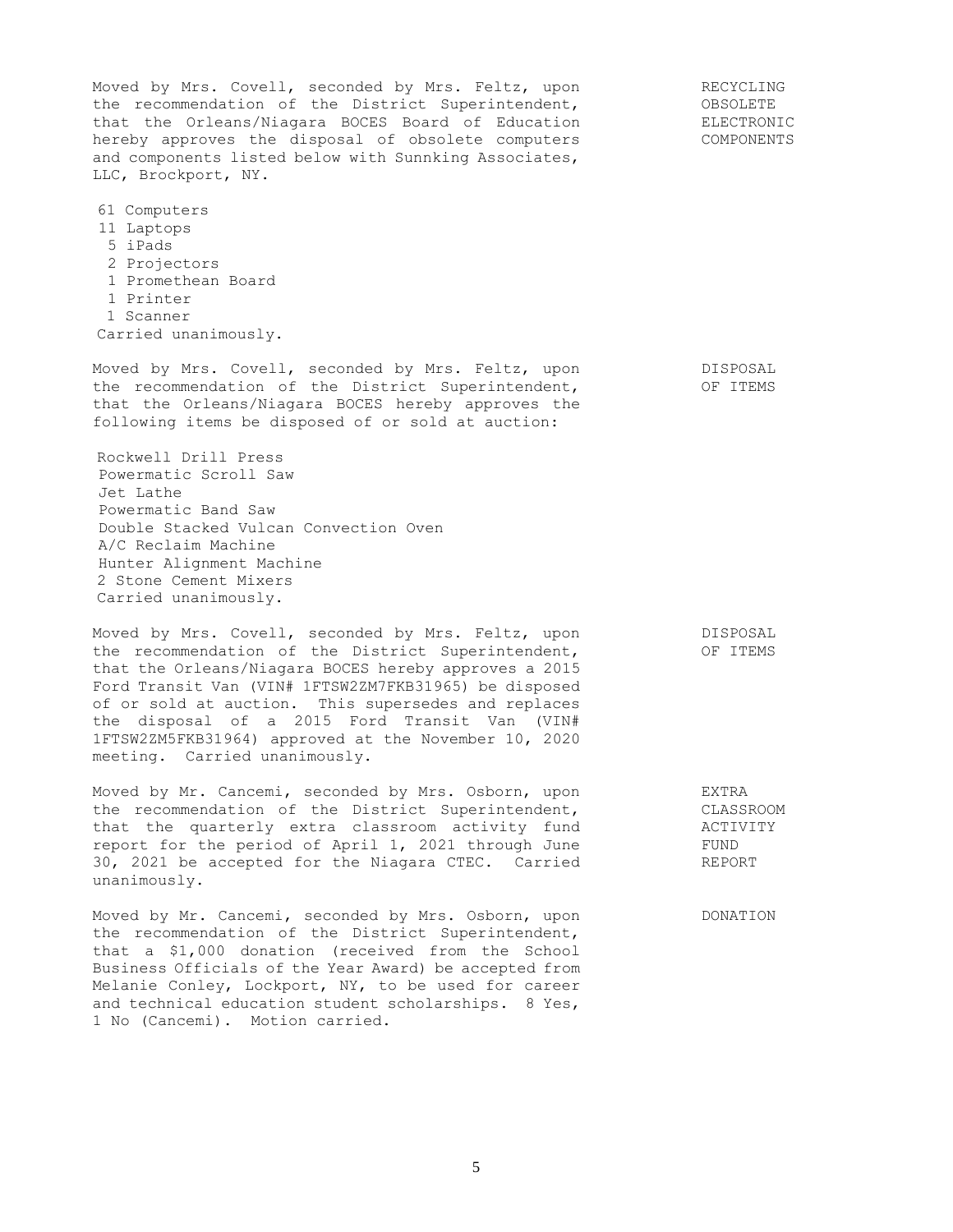**RECYCLING OBSOLETE ELECTRONIC COMPONENTS**

Moved by Mrs. Covell, seconded by Mrs. Feltz, upon the recommendation of the District Superintendent, that the Orleans/Niagara BOCES Board of Education hereby approves the disposal of obsolete computers and components listed below with Sunnking Associates, LLC, Brockport, NY.

- 61 Computers
- 11 Laptops
- 5 iPads
- 2 Projectors
- 1 Promethean Board
- 1 Printer
- 1 Scanner

Carried unanimously.

**DISPOSAL OF ITEMS**

Moved by Mrs. Covell, seconded by Mrs. Feltz, upon the recommendation of the District Superintendent, that the Orleans/Niagara BOCES hereby approves the following items be disposed of or sold at auction:

- Rockwell Drill Press
- Powermatic Scroll Saw
- Jet Lathe
- Powermatic Band Saw
- Double Stacked Vulcan Convection Oven
- A/C Reclaim Machine
- Hunter Alignment Machine
- 2 Stone Cement Mixers

Carried unanimously.

**DISPOSAL OF ITEMS**

Moved by Mrs. Covell, seconded by Mrs. Feltz, upon the recommendation of the District Superintendent, that the Orleans/Niagara BOCES hereby approves a 2015 Ford Transit Van (VIN# 1FTSW2ZM7FKB31965) be disposed of or sold at auction. This supersedes and replaces the disposal of a 2015 Ford Transit Van (VIN# 1FTSW2ZM5FKB31964) approved at the November 10, 2020 meeting. Carried unanimously.

**EXTRA CLASSROOM ACTIVITY FUND REPORT**

Moved by Mr. Cancemi, seconded by Mrs. Osborn, upon the recommendation of the District Superintendent, that the quarterly extra classroom activity fund report for the period of April 1, 2021 through June 30, 2021 be accepted for the Niagara CTEC. Carried unanimously.

**DONATION**

Moved by Mr. Cancemi, seconded by Mrs. Osborn, upon the recommendation of the District Superintendent, that a $1,000 donation (received from the School Business Officials of the Year Award) be accepted from Melanie Conley, Lockport, NY, to be used for career and technical education student scholarships. 8 Yes, 1 No (Cancemi). Motion carried.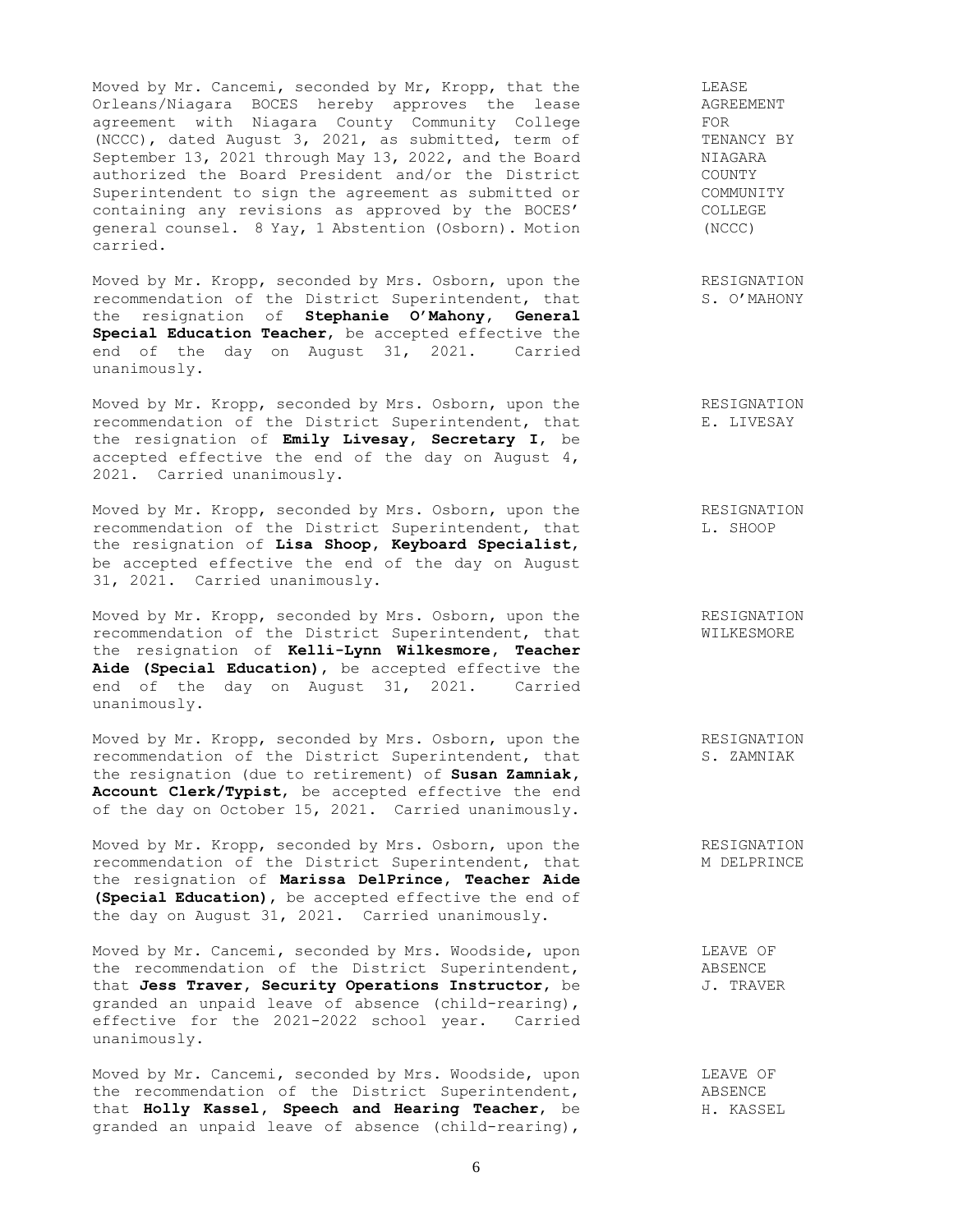Moved by Mr. Cancemi, seconded by Mr, Kropp, that the Orleans/Niagara BOCES hereby approves the lease agreement with Niagara County Community College (NCCC), dated August 3, 2021, as submitted, term of September 13, 2021 through May 13, 2022, and the Board authorized the Board President and/or the District Superintendent to sign the agreement as submitted or containing any revisions as approved by the BOCES' general counsel. 8 Yay, 1 Abstention (Osborn). Motion carried.

LEASE AGREEMENT FOR TENANCY BY NIAGARA COUNTY COMMUNITY COLLEGE (NCCC)

Moved by Mr. Kropp, seconded by Mrs. Osborn, upon the recommendation of the District Superintendent, that the resignation of **Stephanie O'Mahony, General Special Education Teacher**, be accepted effective the end of the day on August 31, 2021. Carried unanimously.

RESIGNATION S. O'MAHONY

Moved by Mr. Kropp, seconded by Mrs. Osborn, upon the recommendation of the District Superintendent, that the resignation of **Emily Livesay, Secretary I**, be accepted effective the end of the day on August 4, 2021. Carried unanimously.

RESIGNATION E. LIVESAY

Moved by Mr. Kropp, seconded by Mrs. Osborn, upon the recommendation of the District Superintendent, that the resignation of **Lisa Shoop, Keyboard Specialist**, be accepted effective the end of the day on August 31, 2021. Carried unanimously.

RESIGNATION L. SHOOP

Moved by Mr. Kropp, seconded by Mrs. Osborn, upon the recommendation of the District Superintendent, that the resignation of **Kelli-Lynn Wilkesmore, Teacher Aide (Special Education)**, be accepted effective the end of the day on August 31, 2021. Carried unanimously.

RESIGNATION WILKESMORE

Moved by Mr. Kropp, seconded by Mrs. Osborn, upon the recommendation of the District Superintendent, that the resignation (due to retirement) of **Susan Zamniak, Account Clerk/Typist**, be accepted effective the end of the day on October 15, 2021. Carried unanimously.

RESIGNATION S. ZAMNIAK

Moved by Mr. Kropp, seconded by Mrs. Osborn, upon the recommendation of the District Superintendent, that the resignation of **Marissa DelPrince, Teacher Aide (Special Education)**, be accepted effective the end of the day on August 31, 2021. Carried unanimously.

RESIGNATION M DELPRINCE

Moved by Mr. Cancemi, seconded by Mrs. Woodside, upon the recommendation of the District Superintendent, that **Jess Traver, Security Operations Instructor**, be granded an unpaid leave of absence (child-rearing), effective for the 2021-2022 school year. Carried unanimously.

LEAVE OF ABSENCE J. TRAVER

Moved by Mr. Cancemi, seconded by Mrs. Woodside, upon the recommendation of the District Superintendent, that **Holly Kassel, Speech and Hearing Teacher**, be granded an unpaid leave of absence (child-rearing),

LEAVE OF ABSENCE H. KASSEL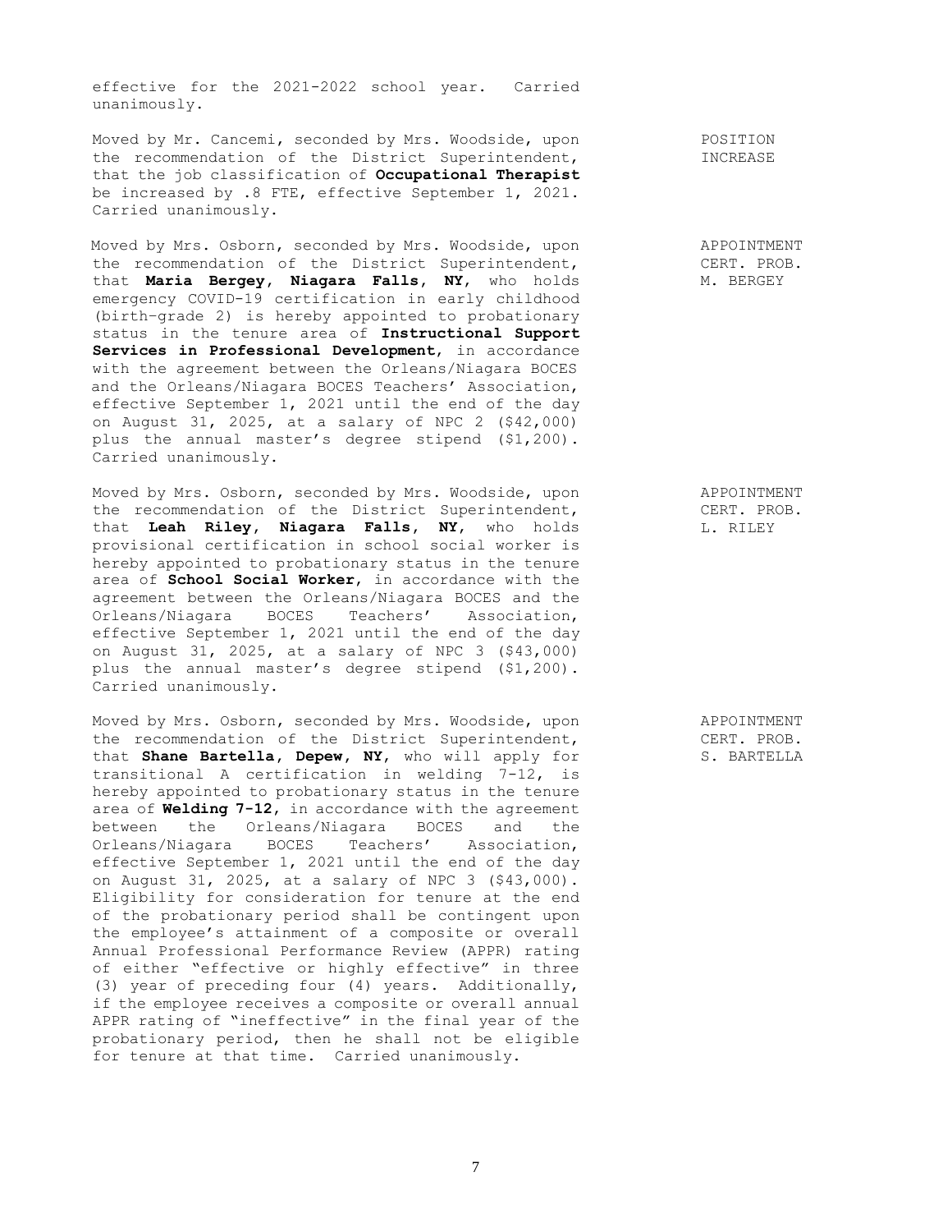effective for the 2021-2022 school year. Carried unanimously.

**POSITION INCREASE**

Moved by Mr. Cancemi, seconded by Mrs. Woodside, upon the recommendation of the District Superintendent, that the job classification of **Occupational Therapist** be increased by .8 FTE, effective September 1, 2021. Carried unanimously.

**APPOINTMENT CERT. PROB. M. BERGEY**

Moved by Mrs. Osborn, seconded by Mrs. Woodside, upon the recommendation of the District Superintendent, that **Maria Bergey, Niagara Falls, NY**, who holds emergency COVID-19 certification in early childhood (birth–grade 2) is hereby appointed to probationary status in the tenure area of **Instructional Support Services in Professional Development**, in accordance with the agreement between the Orleans/Niagara BOCES and the Orleans/Niagara BOCES Teachers' Association, effective September 1, 2021 until the end of the day on August 31, 2025, at a salary of NPC 2 ($42,000) plus the annual master's degree stipend ($1,200). Carried unanimously.

**APPOINTMENT CERT. PROB. L. RILEY**

Moved by Mrs. Osborn, seconded by Mrs. Woodside, upon the recommendation of the District Superintendent, that **Leah Riley, Niagara Falls, NY**, who holds provisional certification in school social worker is hereby appointed to probationary status in the tenure area of **School Social Worker**, in accordance with the agreement between the Orleans/Niagara BOCES and the Orleans/Niagara BOCES Teachers' Association, effective September 1, 2021 until the end of the day on August 31, 2025, at a salary of NPC 3 ($43,000) plus the annual master's degree stipend ($1,200). Carried unanimously.

**APPOINTMENT CERT. PROB. S. BARTELLA**

Moved by Mrs. Osborn, seconded by Mrs. Woodside, upon the recommendation of the District Superintendent, that **Shane Bartella, Depew, NY**, who will apply for transitional A certification in welding 7-12, is hereby appointed to probationary status in the tenure area of **Welding 7-12**, in accordance with the agreement between the Orleans/Niagara BOCES and the Orleans/Niagara BOCES Teachers' Association, effective September 1, 2021 until the end of the day on August 31, 2025, at a salary of NPC 3 ($43,000). Eligibility for consideration for tenure at the end of the probationary period shall be contingent upon the employee's attainment of a composite or overall Annual Professional Performance Review (APPR) rating of either "effective or highly effective" in three (3) year of preceding four (4) years. Additionally, if the employee receives a composite or overall annual APPR rating of "ineffective" in the final year of the probationary period, then he shall not be eligible for tenure at that time. Carried unanimously.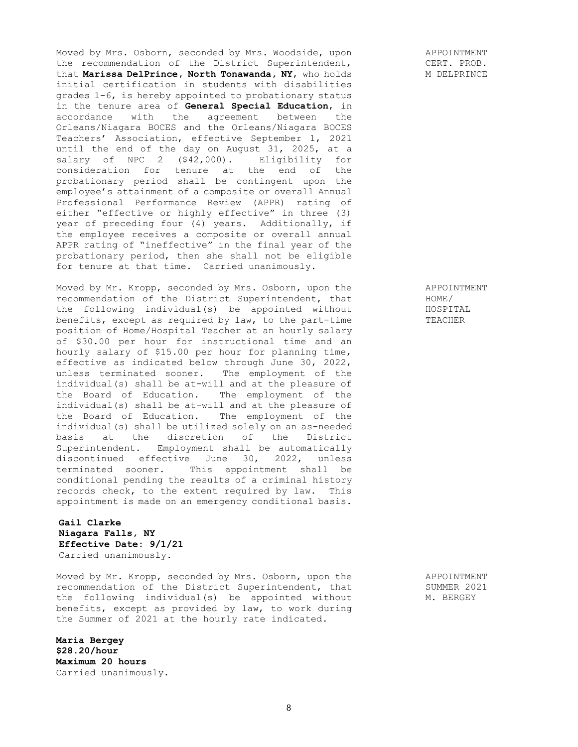APPOINTMENT
CERT. PROB.
M DELPRINCE

Moved by Mrs. Osborn, seconded by Mrs. Woodside, upon the recommendation of the District Superintendent, that **Marissa DelPrince, North Tonawanda, NY**, who holds initial certification in students with disabilities grades 1-6, is hereby appointed to probationary status in the tenure area of **General Special Education**, in accordance with the agreement between the Orleans/Niagara BOCES and the Orleans/Niagara BOCES Teachers' Association, effective September 1, 2021 until the end of the day on August 31, 2025, at a salary of NPC 2 ($42,000). Eligibility for consideration for tenure at the end of the probationary period shall be contingent upon the employee's attainment of a composite or overall Annual Professional Performance Review (APPR) rating of either "effective or highly effective" in three (3) year of preceding four (4) years. Additionally, if the employee receives a composite or overall annual APPR rating of "ineffective" in the final year of the probationary period, then she shall not be eligible for tenure at that time. Carried unanimously.

APPOINTMENT
HOME/
HOSPITAL
TEACHER

Moved by Mr. Kropp, seconded by Mrs. Osborn, upon the recommendation of the District Superintendent, that the following individual(s) be appointed without benefits, except as required by law, to the part-time position of Home/Hospital Teacher at an hourly salary of $30.00 per hour for instructional time and an hourly salary of $15.00 per hour for planning time, effective as indicated below through June 30, 2022, unless terminated sooner. The employment of the individual(s) shall be at-will and at the pleasure of the Board of Education. The employment of the individual(s) shall be at-will and at the pleasure of the Board of Education. The employment of the individual(s) shall be utilized solely on an as-needed basis at the discretion of the District Superintendent. Employment shall be automatically discontinued effective June 30, 2022, unless terminated sooner. This appointment shall be conditional pending the results of a criminal history records check, to the extent required by law. This appointment is made on an emergency conditional basis.

**Gail Clarke**
**Niagara Falls, NY**
**Effective Date: 9/1/21**
Carried unanimously.

APPOINTMENT
SUMMER 2021
M. BERGEY

Moved by Mr. Kropp, seconded by Mrs. Osborn, upon the recommendation of the District Superintendent, that the following individual(s) be appointed without benefits, except as provided by law, to work during the Summer of 2021 at the hourly rate indicated.

**Maria Bergey**
**$28.20/hour**
**Maximum 20 hours**
Carried unanimously.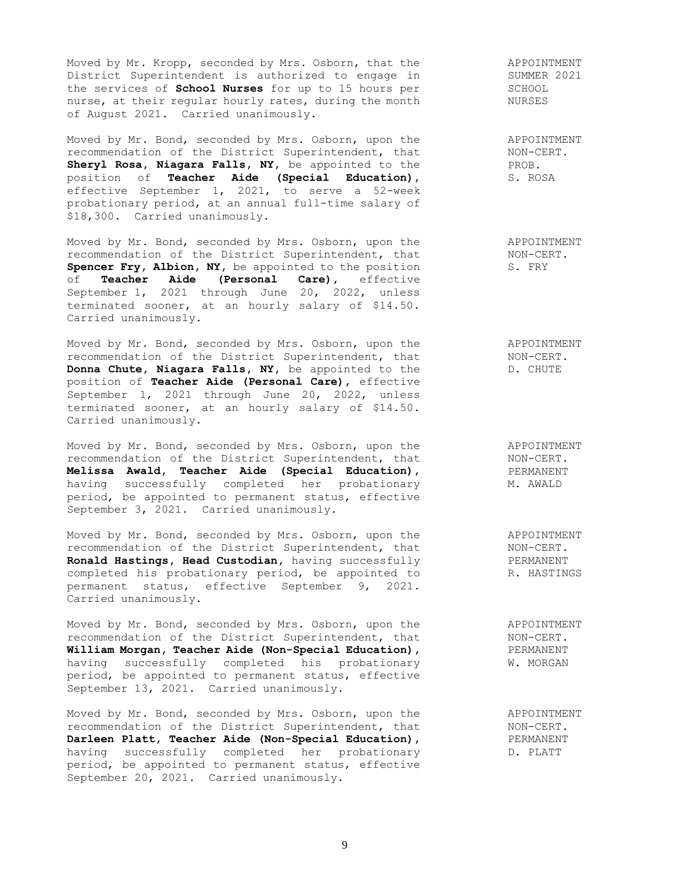Moved by Mr. Kropp, seconded by Mrs. Osborn, that the District Superintendent is authorized to engage in the services of **School Nurses** for up to 15 hours per nurse, at their regular hourly rates, during the month of August 2021. Carried unanimously.

APPOINTMENT
SUMMER 2021
SCHOOL
NURSES

Moved by Mr. Bond, seconded by Mrs. Osborn, upon the recommendation of the District Superintendent, that **Sheryl Rosa, Niagara Falls, NY**, be appointed to the position of **Teacher Aide (Special Education)**, effective September 1, 2021, to serve a 52-week probationary period, at an annual full-time salary of $18,300. Carried unanimously.

APPOINTMENT
NON-CERT.
PROB.
S. ROSA

Moved by Mr. Bond, seconded by Mrs. Osborn, upon the recommendation of the District Superintendent, that **Spencer Fry, Albion, NY**, be appointed to the position of **Teacher Aide (Personal Care)**, effective September 1, 2021 through June 20, 2022, unless terminated sooner, at an hourly salary of $14.50. Carried unanimously.

APPOINTMENT
NON-CERT.
S. FRY

Moved by Mr. Bond, seconded by Mrs. Osborn, upon the recommendation of the District Superintendent, that **Donna Chute, Niagara Falls, NY**, be appointed to the position of **Teacher Aide (Personal Care)**, effective September 1, 2021 through June 20, 2022, unless terminated sooner, at an hourly salary of $14.50. Carried unanimously.

APPOINTMENT
NON-CERT.
D. CHUTE

Moved by Mr. Bond, seconded by Mrs. Osborn, upon the recommendation of the District Superintendent, that **Melissa Awald, Teacher Aide (Special Education)**, having successfully completed her probationary period, be appointed to permanent status, effective September 3, 2021. Carried unanimously.

APPOINTMENT
NON-CERT.
PERMANENT
M. AWALD

Moved by Mr. Bond, seconded by Mrs. Osborn, upon the recommendation of the District Superintendent, that **Ronald Hastings, Head Custodian**, having successfully completed his probationary period, be appointed to permanent status, effective September 9, 2021. Carried unanimously.

APPOINTMENT
NON-CERT.
PERMANENT
R. HASTINGS

Moved by Mr. Bond, seconded by Mrs. Osborn, upon the recommendation of the District Superintendent, that **William Morgan, Teacher Aide (Non-Special Education)**, having successfully completed his probationary period, be appointed to permanent status, effective September 13, 2021. Carried unanimously.

APPOINTMENT
NON-CERT.
PERMANENT
W. MORGAN

Moved by Mr. Bond, seconded by Mrs. Osborn, upon the recommendation of the District Superintendent, that **Darleen Platt, Teacher Aide (Non-Special Education)**, having successfully completed her probationary period, be appointed to permanent status, effective September 20, 2021. Carried unanimously.

APPOINTMENT
NON-CERT.
PERMANENT
D. PLATT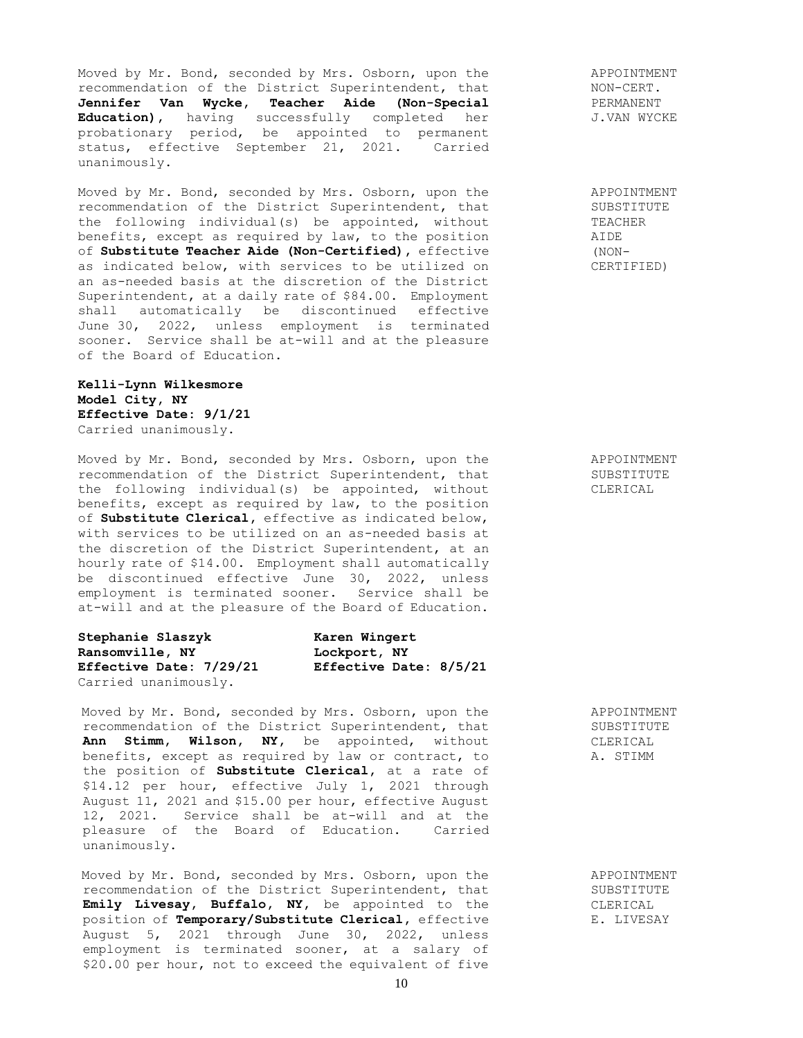Moved by Mr. Bond, seconded by Mrs. Osborn, upon the recommendation of the District Superintendent, that **Jennifer Van Wycke, Teacher Aide (Non-Special Education),** having successfully completed her probationary period, be appointed to permanent status, effective September 21, 2021. Carried unanimously.

APPOINTMENT
NON-CERT.
PERMANENT
J.VAN WYCKE

Moved by Mr. Bond, seconded by Mrs. Osborn, upon the recommendation of the District Superintendent, that the following individual(s) be appointed, without benefits, except as required by law, to the position of **Substitute Teacher Aide (Non-Certified),** effective as indicated below, with services to be utilized on an as-needed basis at the discretion of the District Superintendent, at a daily rate of $84.00. Employment shall automatically be discontinued effective June 30, 2022, unless employment is terminated sooner. Service shall be at-will and at the pleasure of the Board of Education.

APPOINTMENT
SUBSTITUTE
TEACHER
AIDE
(NON-CERTIFIED)

**Kelli-Lynn Wilkesmore**
**Model City, NY**
**Effective Date: 9/1/21**
Carried unanimously.

Moved by Mr. Bond, seconded by Mrs. Osborn, upon the recommendation of the District Superintendent, that the following individual(s) be appointed, without benefits, except as required by law, to the position of **Substitute Clerical,** effective as indicated below, with services to be utilized on an as-needed basis at the discretion of the District Superintendent, at an hourly rate of $14.00. Employment shall automatically be discontinued effective June 30, 2022, unless employment is terminated sooner. Service shall be at-will and at the pleasure of the Board of Education.

APPOINTMENT
SUBSTITUTE
CLERICAL

**Stephanie Slaszyk**
**Ransomville, NY**
**Effective Date: 7/29/21**

**Karen Wingert**
**Lockport, NY**
**Effective Date: 8/5/21**

Carried unanimously.

Moved by Mr. Bond, seconded by Mrs. Osborn, upon the recommendation of the District Superintendent, that **Ann Stimm, Wilson, NY,** be appointed, without benefits, except as required by law or contract, to the position of **Substitute Clerical,** at a rate of $14.12 per hour, effective July 1, 2021 through August 11, 2021 and $15.00 per hour, effective August 12, 2021. Service shall be at-will and at the pleasure of the Board of Education. Carried unanimously.

APPOINTMENT
SUBSTITUTE
CLERICAL
A. STIMM

Moved by Mr. Bond, seconded by Mrs. Osborn, upon the recommendation of the District Superintendent, that **Emily Livesay, Buffalo, NY,** be appointed to the position of **Temporary/Substitute Clerical,** effective August 5, 2021 through June 30, 2022, unless employment is terminated sooner, at a salary of $20.00 per hour, not to exceed the equivalent of five

APPOINTMENT
SUBSTITUTE
CLERICAL
E. LIVESAY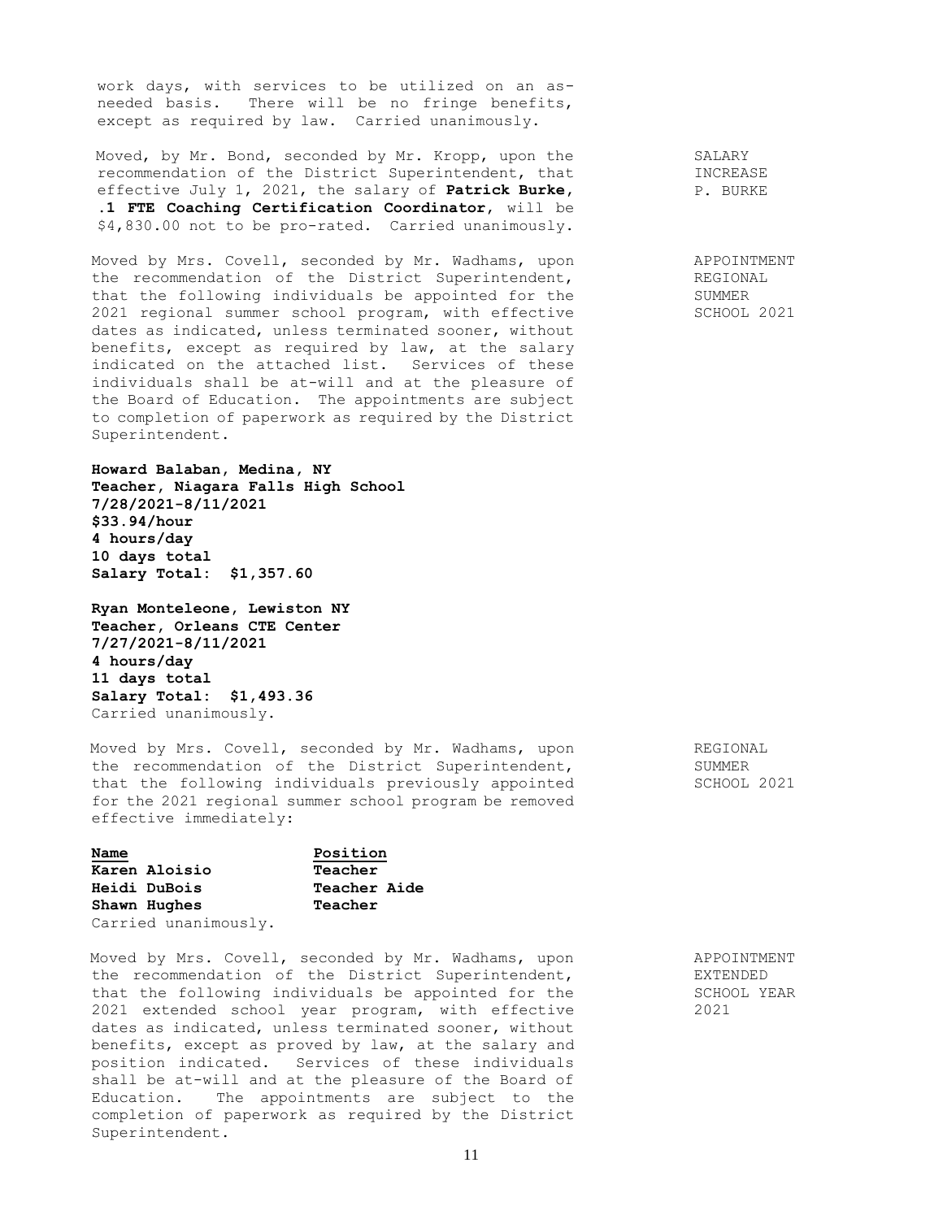work days, with services to be utilized on an as-needed basis. There will be no fringe benefits, except as required by law. Carried unanimously.

SALARY INCREASE P. BURKE

Moved, by Mr. Bond, seconded by Mr. Kropp, upon the recommendation of the District Superintendent, that effective July 1, 2021, the salary of **Patrick Burke**, **.1 FTE Coaching Certification Coordinator**, will be $4,830.00 not to be pro-rated. Carried unanimously.

APPOINTMENT REGIONAL SUMMER SCHOOL 2021

Moved by Mrs. Covell, seconded by Mr. Wadhams, upon the recommendation of the District Superintendent, that the following individuals be appointed for the 2021 regional summer school program, with effective dates as indicated, unless terminated sooner, without benefits, except as required by law, at the salary indicated on the attached list. Services of these individuals shall be at-will and at the pleasure of the Board of Education. The appointments are subject to completion of paperwork as required by the District Superintendent.

**Howard Balaban, Medina, NY**
**Teacher, Niagara Falls High School**
**7/28/2021-8/11/2021**
**$33.94/hour**
**4 hours/day**
**10 days total**
**Salary Total: $1,357.60**

**Ryan Monteleone, Lewiston NY**
**Teacher, Orleans CTE Center**
**7/27/2021-8/11/2021**
**4 hours/day**
**11 days total**
**Salary Total: $1,493.36**
Carried unanimously.

REGIONAL SUMMER SCHOOL 2021

Moved by Mrs. Covell, seconded by Mr. Wadhams, upon the recommendation of the District Superintendent, that the following individuals previously appointed for the 2021 regional summer school program be removed effective immediately:

| Name | Position |
|---|---|
| **Karen Aloisio** | **Teacher** |
| **Heidi DuBois** | **Teacher Aide** |
| **Shawn Hughes** | **Teacher** |

Carried unanimously.

APPOINTMENT EXTENDED SCHOOL YEAR 2021

Moved by Mrs. Covell, seconded by Mr. Wadhams, upon the recommendation of the District Superintendent, that the following individuals be appointed for the 2021 extended school year program, with effective dates as indicated, unless terminated sooner, without benefits, except as proved by law, at the salary and position indicated. Services of these individuals shall be at-will and at the pleasure of the Board of Education. The appointments are subject to the completion of paperwork as required by the District Superintendent.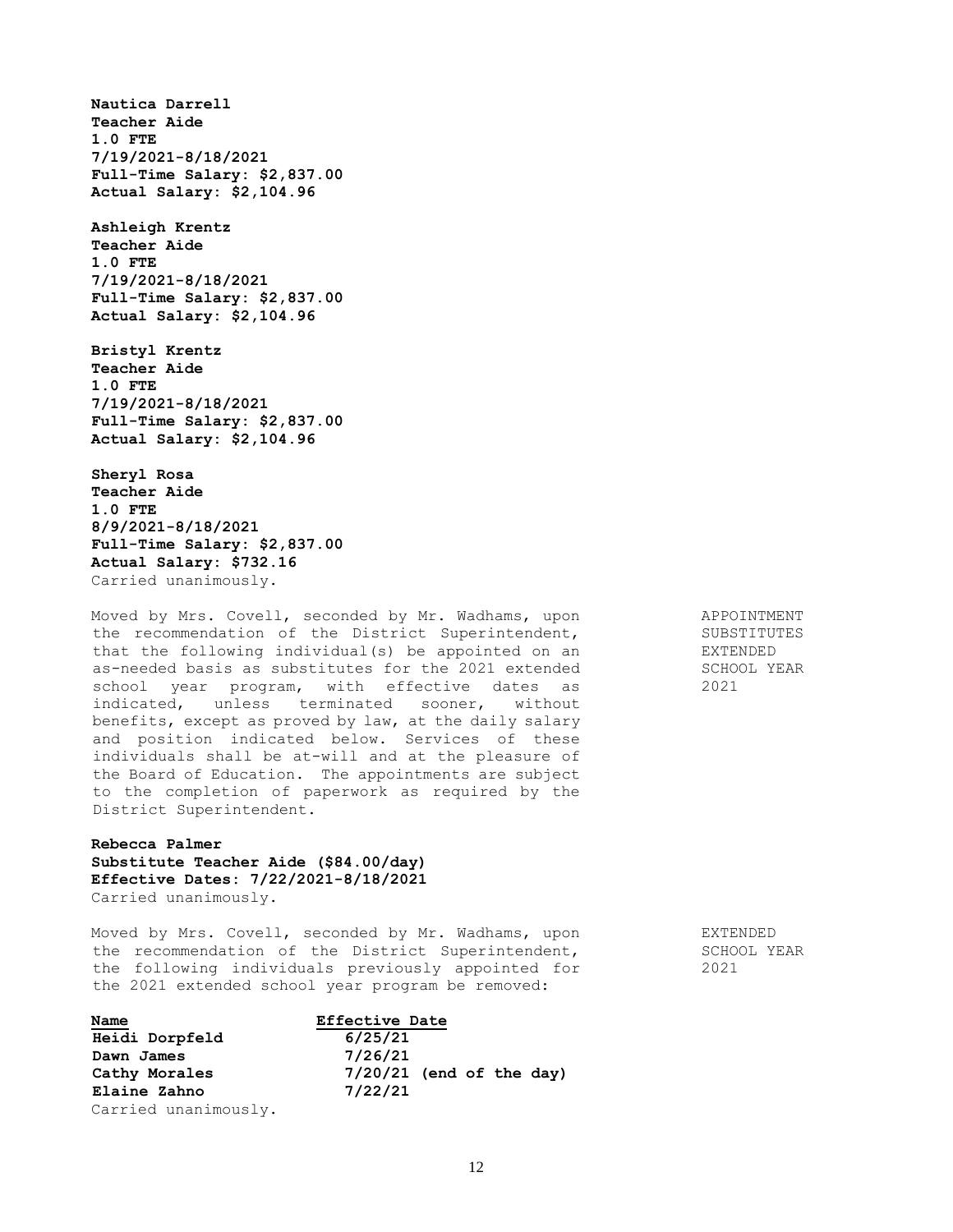**Nautica Darrell**
**Teacher Aide**
**1.0 FTE**
**7/19/2021-8/18/2021**
**Full-Time Salary: $2,837.00**
**Actual Salary: $2,104.96**

**Ashleigh Krentz**
**Teacher Aide**
**1.0 FTE**
**7/19/2021-8/18/2021**
**Full-Time Salary: $2,837.00**
**Actual Salary: $2,104.96**

**Bristyl Krentz**
**Teacher Aide**
**1.0 FTE**
**7/19/2021-8/18/2021**
**Full-Time Salary: $2,837.00**
**Actual Salary: $2,104.96**

**Sheryl Rosa**
**Teacher Aide**
**1.0 FTE**
**8/9/2021-8/18/2021**
**Full-Time Salary: $2,837.00**
**Actual Salary: $732.16**
Carried unanimously.

APPOINTMENT SUBSTITUTES EXTENDED SCHOOL YEAR 2021

Moved by Mrs. Covell, seconded by Mr. Wadhams, upon the recommendation of the District Superintendent, that the following individual(s) be appointed on an as-needed basis as substitutes for the 2021 extended school year program, with effective dates as indicated, unless terminated sooner, without benefits, except as proved by law, at the daily salary and position indicated below. Services of these individuals shall be at-will and at the pleasure of the Board of Education. The appointments are subject to the completion of paperwork as required by the District Superintendent.

**Rebecca Palmer**
**Substitute Teacher Aide ($84.00/day)**
**Effective Dates: 7/22/2021-8/18/2021**
Carried unanimously.

EXTENDED SCHOOL YEAR 2021

Moved by Mrs. Covell, seconded by Mr. Wadhams, upon the recommendation of the District Superintendent, the following individuals previously appointed for the 2021 extended school year program be removed:

| Name | Effective Date |
|---|---|
| **Heidi Dorpfeld** | **6/25/21** |
| **Dawn James** | **7/26/21** |
| **Cathy Morales** | **7/20/21 (end of the day)** |
| **Elaine Zahno** | **7/22/21** |

Carried unanimously.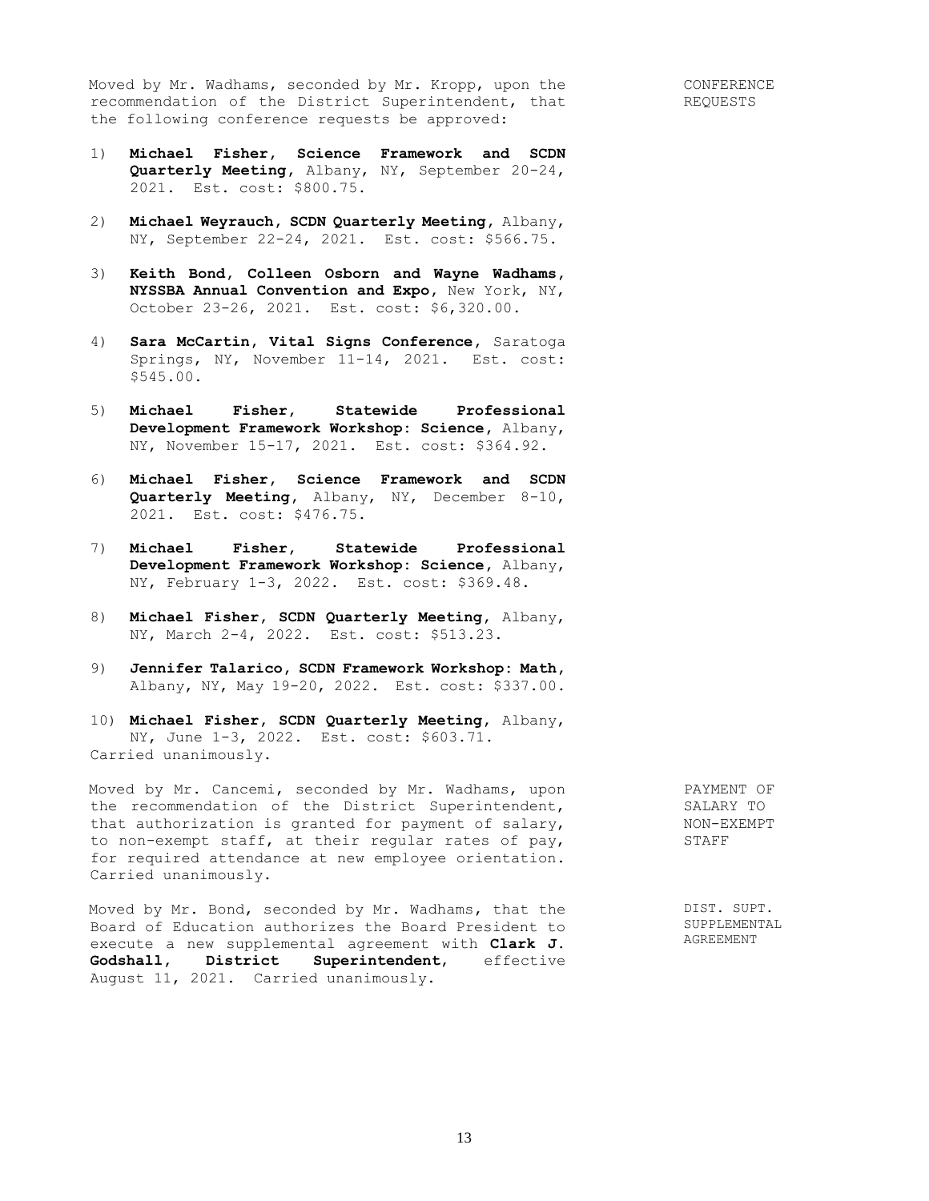**CONFERENCE REQUESTS**

Moved by Mr. Wadhams, seconded by Mr. Kropp, upon the recommendation of the District Superintendent, that the following conference requests be approved:

1) **Michael Fisher, Science Framework and SCDN Quarterly Meeting,** Albany, NY, September 20-24, 2021. Est. cost: $800.75.

2) **Michael Weyrauch, SCDN Quarterly Meeting,** Albany, NY, September 22-24, 2021. Est. cost: $566.75.

3) **Keith Bond, Colleen Osborn and Wayne Wadhams, NYSSBA Annual Convention and Expo,** New York, NY, October 23-26, 2021. Est. cost: $6,320.00.

4) **Sara McCartin, Vital Signs Conference,** Saratoga Springs, NY, November 11-14, 2021. Est. cost: $545.00.

5) **Michael Fisher, Statewide Professional Development Framework Workshop: Science,** Albany, NY, November 15-17, 2021. Est. cost: $364.92.

6) **Michael Fisher, Science Framework and SCDN Quarterly Meeting,** Albany, NY, December 8-10, 2021. Est. cost: $476.75.

7) **Michael Fisher, Statewide Professional Development Framework Workshop: Science,** Albany, NY, February 1-3, 2022. Est. cost: $369.48.

8) **Michael Fisher, SCDN Quarterly Meeting,** Albany, NY, March 2-4, 2022. Est. cost: $513.23.

9) **Jennifer Talarico, SCDN Framework Workshop: Math,** Albany, NY, May 19-20, 2022. Est. cost: $337.00.

10) **Michael Fisher, SCDN Quarterly Meeting,** Albany, NY, June 1-3, 2022. Est. cost: $603.71.

Carried unanimously.

**PAYMENT OF SALARY TO NON-EXEMPT STAFF**

Moved by Mr. Cancemi, seconded by Mr. Wadhams, upon the recommendation of the District Superintendent, that authorization is granted for payment of salary, to non-exempt staff, at their regular rates of pay, for required attendance at new employee orientation. Carried unanimously.

**DIST. SUPT. SUPPLEMENTAL AGREEMENT**

Moved by Mr. Bond, seconded by Mr. Wadhams, that the Board of Education authorizes the Board President to execute a new supplemental agreement with **Clark J. Godshall, District Superintendent,** effective August 11, 2021. Carried unanimously.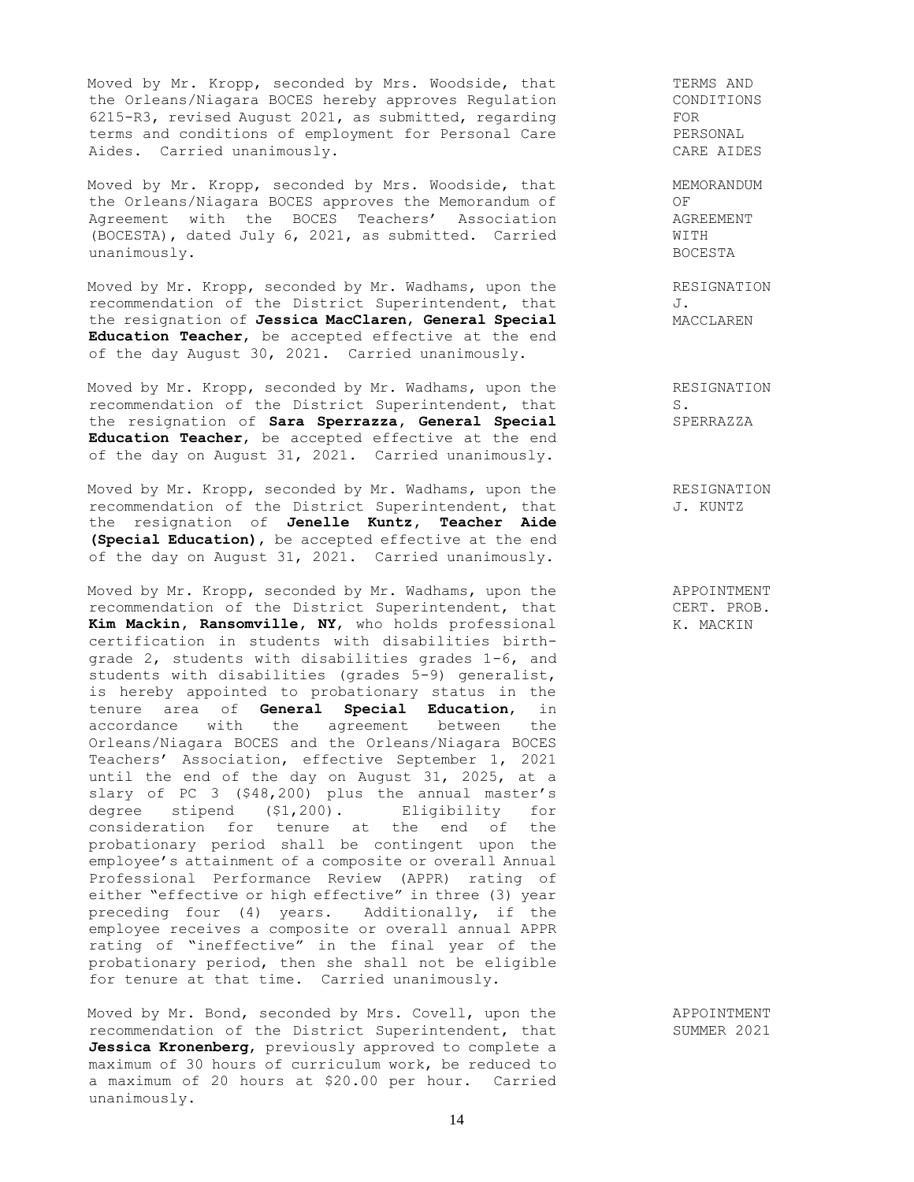Moved by Mr. Kropp, seconded by Mrs. Woodside, that the Orleans/Niagara BOCES hereby approves Regulation 6215-R3, revised August 2021, as submitted, regarding terms and conditions of employment for Personal Care Aides. Carried unanimously.

TERMS AND CONDITIONS FOR PERSONAL CARE AIDES

Moved by Mr. Kropp, seconded by Mrs. Woodside, that the Orleans/Niagara BOCES approves the Memorandum of Agreement with the BOCES Teachers' Association (BOCESTA), dated July 6, 2021, as submitted. Carried unanimously.

MEMORANDUM OF AGREEMENT WITH BOCESTA

Moved by Mr. Kropp, seconded by Mr. Wadhams, upon the recommendation of the District Superintendent, that the resignation of **Jessica MacClaren, General Special Education Teacher**, be accepted effective at the end of the day August 30, 2021. Carried unanimously.

RESIGNATION J. MACCLAREN

Moved by Mr. Kropp, seconded by Mr. Wadhams, upon the recommendation of the District Superintendent, that the resignation of **Sara Sperrazza, General Special Education Teacher**, be accepted effective at the end of the day on August 31, 2021. Carried unanimously.

RESIGNATION S. SPERRAZZA

Moved by Mr. Kropp, seconded by Mr. Wadhams, upon the recommendation of the District Superintendent, that the resignation of **Jenelle Kuntz, Teacher Aide (Special Education)**, be accepted effective at the end of the day on August 31, 2021. Carried unanimously.

RESIGNATION J. KUNTZ

Moved by Mr. Kropp, seconded by Mr. Wadhams, upon the recommendation of the District Superintendent, that **Kim Mackin, Ransomville, NY**, who holds professional certification in students with disabilities birth-grade 2, students with disabilities grades 1-6, and students with disabilities (grades 5-9) generalist, is hereby appointed to probationary status in the tenure area of **General Special Education**, in accordance with the agreement between the Orleans/Niagara BOCES and the Orleans/Niagara BOCES Teachers' Association, effective September 1, 2021 until the end of the day on August 31, 2025, at a slary of PC 3 ($48,200) plus the annual master's degree stipend ($1,200). Eligibility for consideration for tenure at the end of the probationary period shall be contingent upon the employee's attainment of a composite or overall Annual Professional Performance Review (APPR) rating of either "effective or high effective" in three (3) year preceding four (4) years. Additionally, if the employee receives a composite or overall annual APPR rating of "ineffective" in the final year of the probationary period, then she shall not be eligible for tenure at that time. Carried unanimously.

APPOINTMENT CERT. PROB. K. MACKIN

Moved by Mr. Bond, seconded by Mrs. Covell, upon the recommendation of the District Superintendent, that **Jessica Kronenberg**, previously approved to complete a maximum of 30 hours of curriculum work, be reduced to a maximum of 20 hours at $20.00 per hour. Carried unanimously.

APPOINTMENT SUMMER 2021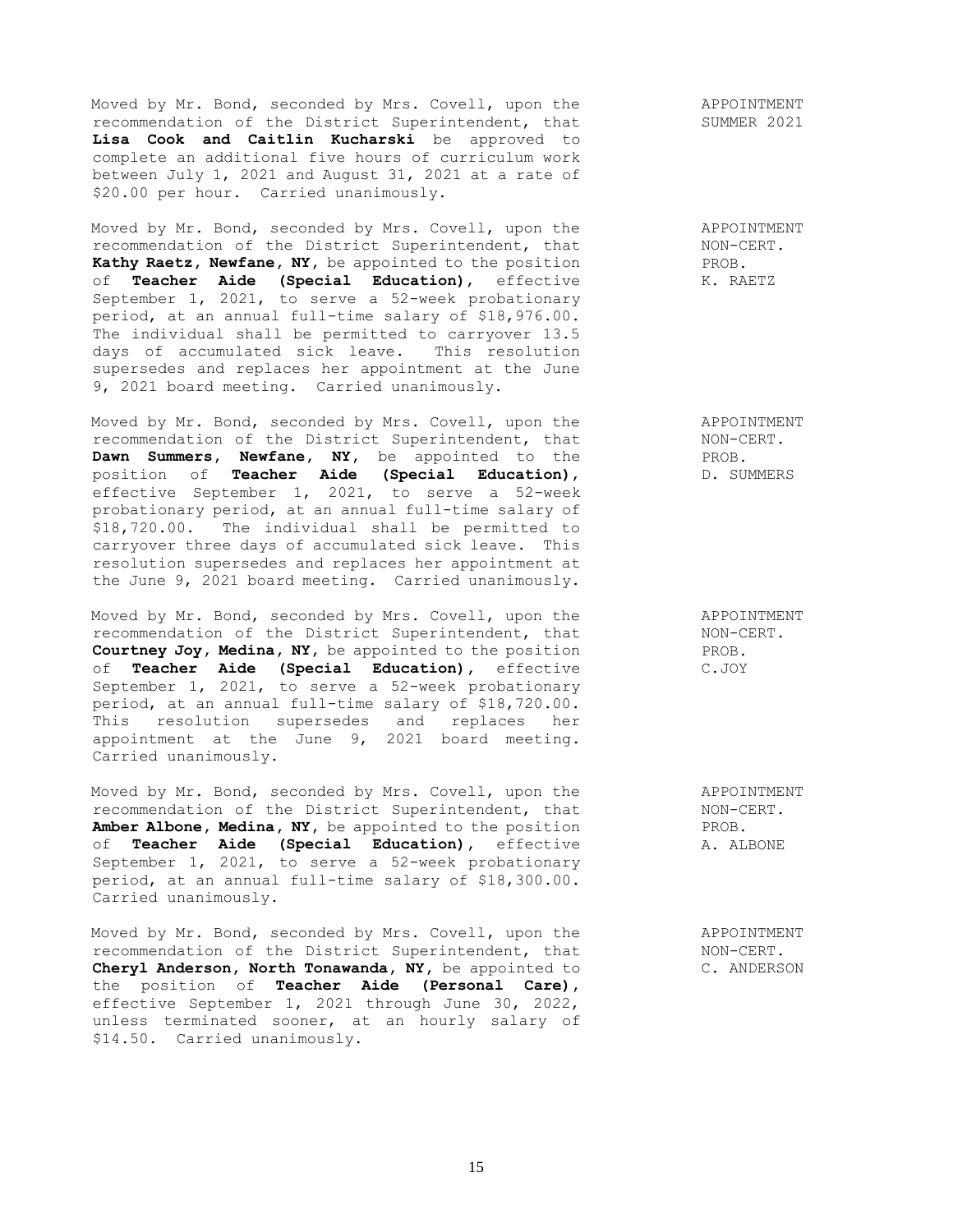Moved by Mr. Bond, seconded by Mrs. Covell, upon the recommendation of the District Superintendent, that **Lisa Cook and Caitlin Kucharski** be approved to complete an additional five hours of curriculum work between July 1, 2021 and August 31, 2021 at a rate of \$20.00 per hour. Carried unanimously.

APPOINTMENT
SUMMER 2021

Moved by Mr. Bond, seconded by Mrs. Covell, upon the recommendation of the District Superintendent, that **Kathy Raetz, Newfane, NY,** be appointed to the position of **Teacher Aide (Special Education),** effective September 1, 2021, to serve a 52-week probationary period, at an annual full-time salary of \$18,976.00. The individual shall be permitted to carryover 13.5 days of accumulated sick leave. This resolution supersedes and replaces her appointment at the June 9, 2021 board meeting. Carried unanimously.

APPOINTMENT
NON-CERT.
PROB.
K. RAETZ

Moved by Mr. Bond, seconded by Mrs. Covell, upon the recommendation of the District Superintendent, that **Dawn Summers, Newfane, NY,** be appointed to the position of **Teacher Aide (Special Education),** effective September 1, 2021, to serve a 52-week probationary period, at an annual full-time salary of \$18,720.00. The individual shall be permitted to carryover three days of accumulated sick leave. This resolution supersedes and replaces her appointment at the June 9, 2021 board meeting. Carried unanimously.

APPOINTMENT
NON-CERT.
PROB.
D. SUMMERS

Moved by Mr. Bond, seconded by Mrs. Covell, upon the recommendation of the District Superintendent, that **Courtney Joy, Medina, NY,** be appointed to the position of **Teacher Aide (Special Education),** effective September 1, 2021, to serve a 52-week probationary period, at an annual full-time salary of \$18,720.00. This resolution supersedes and replaces her appointment at the June 9, 2021 board meeting. Carried unanimously.

APPOINTMENT
NON-CERT.
PROB.
C.JOY

Moved by Mr. Bond, seconded by Mrs. Covell, upon the recommendation of the District Superintendent, that **Amber Albone, Medina, NY,** be appointed to the position of **Teacher Aide (Special Education),** effective September 1, 2021, to serve a 52-week probationary period, at an annual full-time salary of \$18,300.00. Carried unanimously.

APPOINTMENT
NON-CERT.
PROB.
A. ALBONE

Moved by Mr. Bond, seconded by Mrs. Covell, upon the recommendation of the District Superintendent, that **Cheryl Anderson, North Tonawanda, NY,** be appointed to the position of **Teacher Aide (Personal Care),** effective September 1, 2021 through June 30, 2022, unless terminated sooner, at an hourly salary of \$14.50. Carried unanimously.

APPOINTMENT
NON-CERT.
C. ANDERSON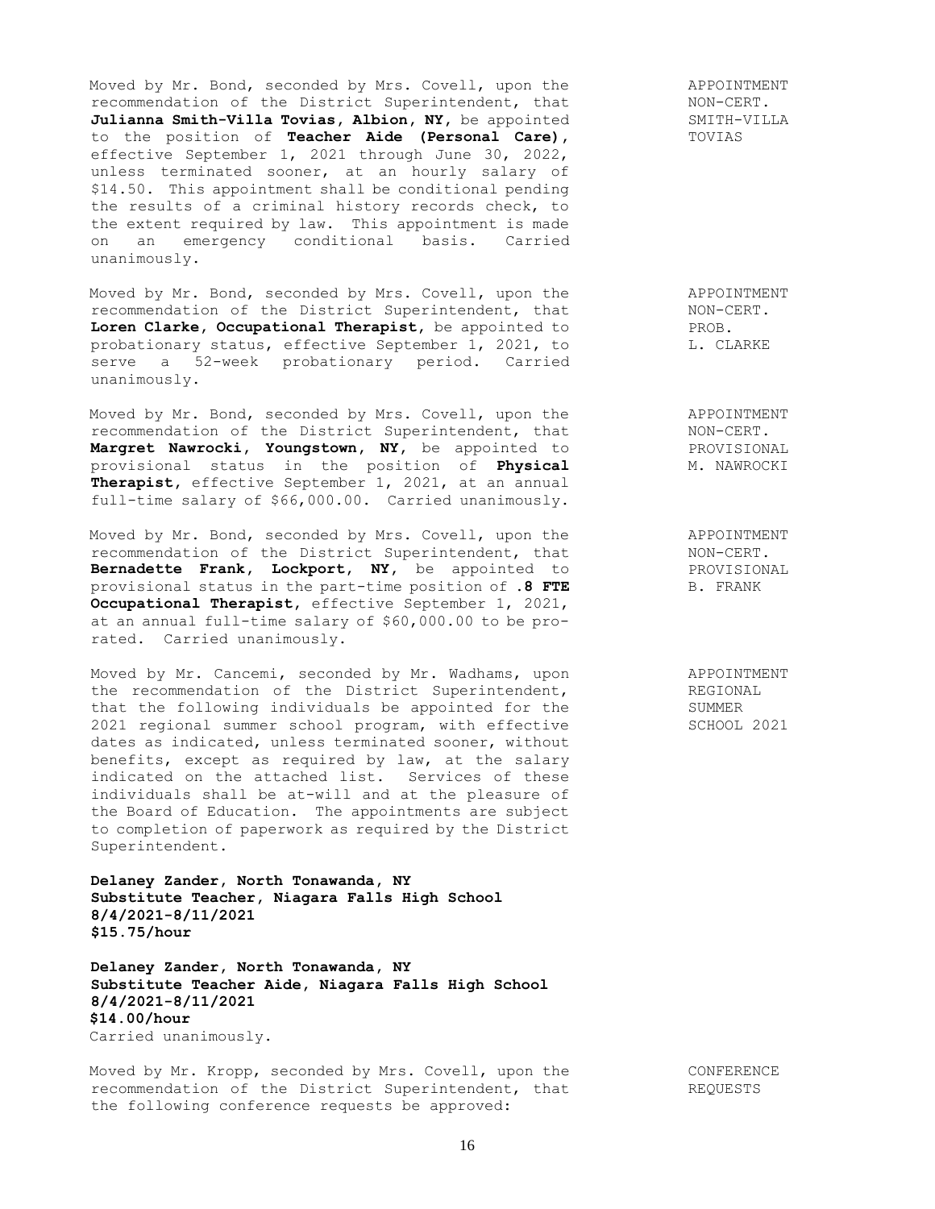Moved by Mr. Bond, seconded by Mrs. Covell, upon the recommendation of the District Superintendent, that **Julianna Smith-Villa Tovias, Albion, NY,** be appointed to the position of **Teacher Aide (Personal Care),** effective September 1, 2021 through June 30, 2022, unless terminated sooner, at an hourly salary of $14.50. This appointment shall be conditional pending the results of a criminal history records check, to the extent required by law. This appointment is made on an emergency conditional basis. Carried unanimously.

APPOINTMENT NON-CERT. SMITH-VILLA TOVIAS

Moved by Mr. Bond, seconded by Mrs. Covell, upon the recommendation of the District Superintendent, that **Loren Clarke, Occupational Therapist,** be appointed to probationary status, effective September 1, 2021, to serve a 52-week probationary period. Carried unanimously.

APPOINTMENT NON-CERT. PROB. L. CLARKE

Moved by Mr. Bond, seconded by Mrs. Covell, upon the recommendation of the District Superintendent, that **Margret Nawrocki, Youngstown, NY,** be appointed to provisional status in the position of **Physical Therapist,** effective September 1, 2021, at an annual full-time salary of $66,000.00. Carried unanimously.

APPOINTMENT NON-CERT. PROVISIONAL M. NAWROCKI

Moved by Mr. Bond, seconded by Mrs. Covell, upon the recommendation of the District Superintendent, that **Bernadette Frank, Lockport, NY,** be appointed to provisional status in the part-time position of **.8 FTE Occupational Therapist,** effective September 1, 2021, at an annual full-time salary of $60,000.00 to be pro-rated. Carried unanimously.

APPOINTMENT NON-CERT. PROVISIONAL B. FRANK

Moved by Mr. Cancemi, seconded by Mr. Wadhams, upon the recommendation of the District Superintendent, that the following individuals be appointed for the 2021 regional summer school program, with effective dates as indicated, unless terminated sooner, without benefits, except as required by law, at the salary indicated on the attached list. Services of these individuals shall be at-will and at the pleasure of the Board of Education. The appointments are subject to completion of paperwork as required by the District Superintendent.

APPOINTMENT REGIONAL SUMMER SCHOOL 2021

**Delaney Zander, North Tonawanda, NY**
**Substitute Teacher, Niagara Falls High School**
**8/4/2021-8/11/2021**
**$15.75/hour**

**Delaney Zander, North Tonawanda, NY**
**Substitute Teacher Aide, Niagara Falls High School**
**8/4/2021-8/11/2021**
**$14.00/hour**
Carried unanimously.

Moved by Mr. Kropp, seconded by Mrs. Covell, upon the recommendation of the District Superintendent, that the following conference requests be approved:

CONFERENCE REQUESTS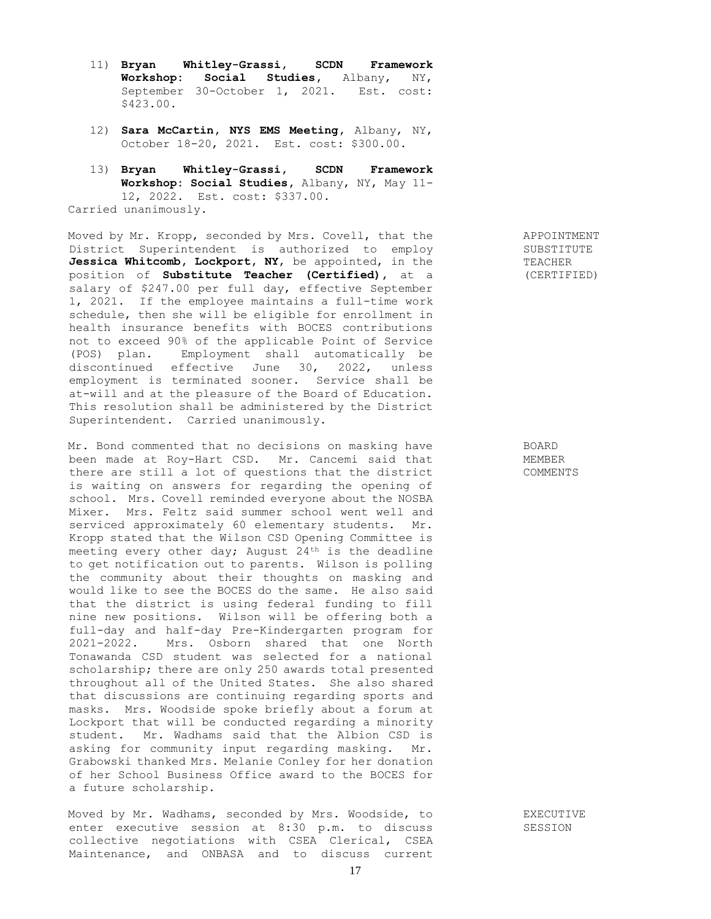11) **Bryan Whitley-Grassi, SCDN Framework Workshop: Social Studies**, Albany, NY, September 30-October 1, 2021. Est. cost: $423.00.

12) **Sara McCartin, NYS EMS Meeting**, Albany, NY, October 18-20, 2021. Est. cost: $300.00.

13) **Bryan Whitley-Grassi, SCDN Framework Workshop: Social Studies**, Albany, NY, May 11-12, 2022. Est. cost: $337.00.

Carried unanimously.

APPOINTMENT SUBSTITUTE TEACHER (CERTIFIED)

Moved by Mr. Kropp, seconded by Mrs. Covell, that the District Superintendent is authorized to employ **Jessica Whitcomb, Lockport, NY**, be appointed, in the position of **Substitute Teacher (Certified)**, at a salary of $247.00 per full day, effective September 1, 2021. If the employee maintains a full-time work schedule, then she will be eligible for enrollment in health insurance benefits with BOCES contributions not to exceed 90% of the applicable Point of Service (POS) plan. Employment shall automatically be discontinued effective June 30, 2022, unless employment is terminated sooner. Service shall be at-will and at the pleasure of the Board of Education. This resolution shall be administered by the District Superintendent. Carried unanimously.

BOARD MEMBER COMMENTS

Mr. Bond commented that no decisions on masking have been made at Roy-Hart CSD. Mr. Cancemi said that there are still a lot of questions that the district is waiting on answers for regarding the opening of school. Mrs. Covell reminded everyone about the NOSBA Mixer. Mrs. Feltz said summer school went well and serviced approximately 60 elementary students. Mr. Kropp stated that the Wilson CSD Opening Committee is meeting every other day; August 24th is the deadline to get notification out to parents. Wilson is polling the community about their thoughts on masking and would like to see the BOCES do the same. He also said that the district is using federal funding to fill nine new positions. Wilson will be offering both a full-day and half-day Pre-Kindergarten program for 2021-2022. Mrs. Osborn shared that one North Tonawanda CSD student was selected for a national scholarship; there are only 250 awards total presented throughout all of the United States. She also shared that discussions are continuing regarding sports and masks. Mrs. Woodside spoke briefly about a forum at Lockport that will be conducted regarding a minority student. Mr. Wadhams said that the Albion CSD is asking for community input regarding masking. Mr. Grabowski thanked Mrs. Melanie Conley for her donation of her School Business Office award to the BOCES for a future scholarship.

EXECUTIVE SESSION

Moved by Mr. Wadhams, seconded by Mrs. Woodside, to enter executive session at 8:30 p.m. to discuss collective negotiations with CSEA Clerical, CSEA Maintenance, and ONBASA and to discuss current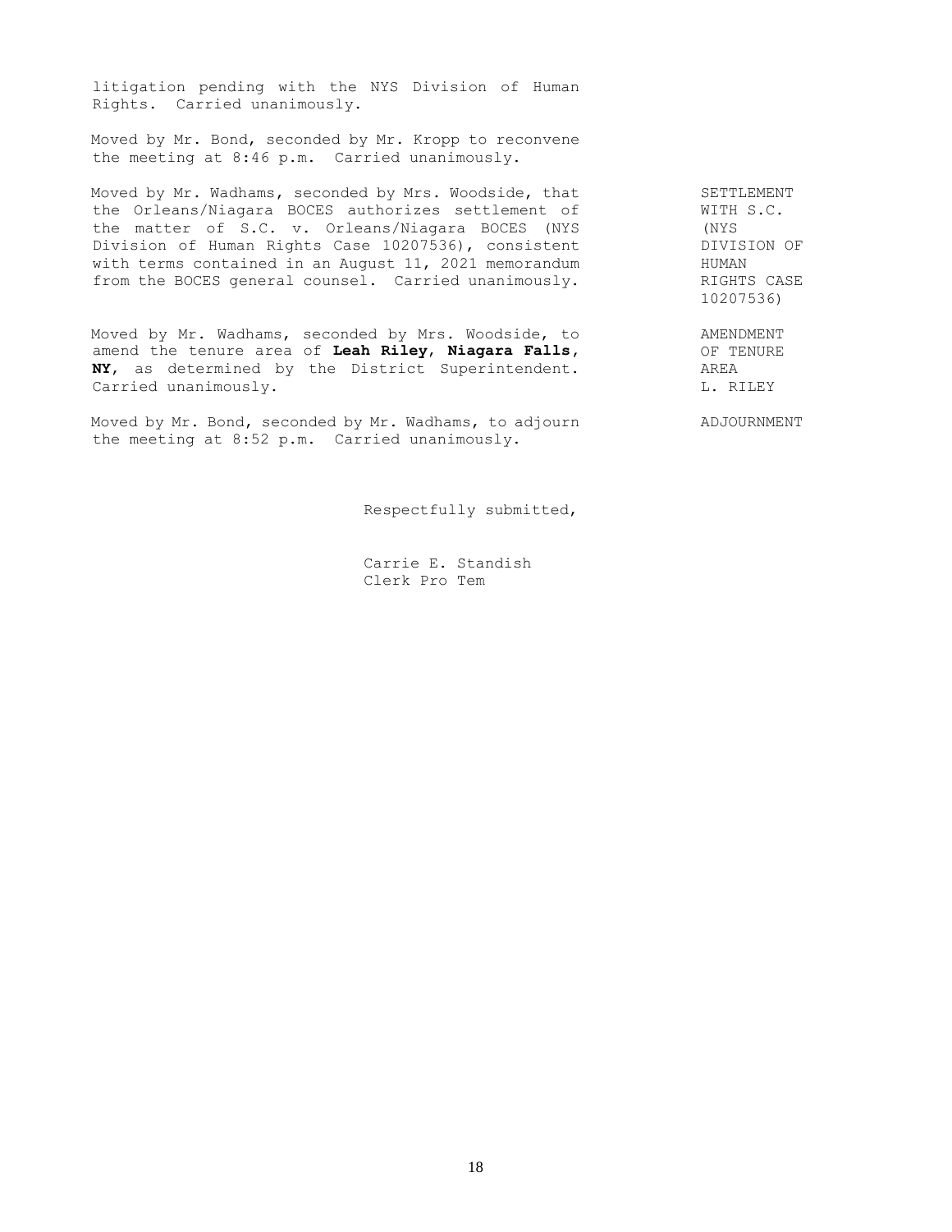litigation pending with the NYS Division of Human Rights. Carried unanimously.

Moved by Mr. Bond, seconded by Mr. Kropp to reconvene the meeting at 8:46 p.m. Carried unanimously.

SETTLEMENT WITH S.C. (NYS DIVISION OF HUMAN RIGHTS CASE 10207536)

Moved by Mr. Wadhams, seconded by Mrs. Woodside, that the Orleans/Niagara BOCES authorizes settlement of the matter of S.C. v. Orleans/Niagara BOCES (NYS Division of Human Rights Case 10207536), consistent with terms contained in an August 11, 2021 memorandum from the BOCES general counsel. Carried unanimously.

AMENDMENT OF TENURE AREA L. RILEY

Moved by Mr. Wadhams, seconded by Mrs. Woodside, to amend the tenure area of **Leah Riley**, **Niagara Falls, NY**, as determined by the District Superintendent. Carried unanimously.

ADJOURNMENT

Moved by Mr. Bond, seconded by Mr. Wadhams, to adjourn the meeting at 8:52 p.m. Carried unanimously.

Respectfully submitted,

Carrie E. Standish
Clerk Pro Tem